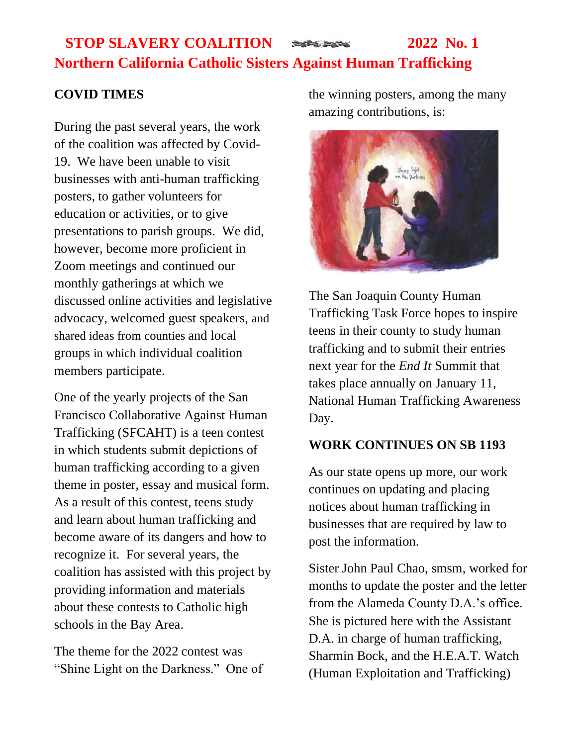# STOP SLAVERY COALITION 2022 No. 1

## Northern California Catholic Sisters Against Human Trafficking

### COVID TIMES

During the past several years, the work of the coalition was affected by Covid-19. We have been unable to visit businesses with anti-human trafficking posters, to gather volunteers for education or activities, or to give presentations to parish groups. We did, however, become more proficient in Zoom meetings and continued our monthly gatherings at which we discussed online activities and legislative advocacy, welcomed guest speakers, and shared ideas from counties and local groups in which individual coalition members participate.

One of the yearly projects of the San Francisco Collaborative Against Human Trafficking (SFCAHT) is a teen contest in which students submit depictions of human trafficking according to a given theme in poster, essay and musical form. As a result of this contest, teens study and learn about human trafficking and become aware of its dangers and how to recognize it. For several years, the coalition has assisted with this project by providing information and materials about these contests to Catholic high schools in the Bay Area.

The theme for the 2022 contest was "Shine Light on the Darkness." One of the winning posters, among the many amazing contributions, is:

The San Joaquin County Human Trafficking Task Force hopes to inspire teens in their county to study human trafficking and to submit their entries next year for the *End It* Summit that takes place annually on January 11, National Human Trafficking Awareness Day.

### WORK CONTINUES ON SB 1193

As our state opens up more, our work continues on updating and placing notices about human trafficking in businesses that are required by law to post the information.

Sister John Paul Chao, smsm, worked for months to update the poster and the letter from the Alameda County D.A.'s office. She is pictured here with the Assistant D.A. in charge of human trafficking, Sharmin Bock, and the H.E.A.T. Watch (Human Exploitation and Trafficking)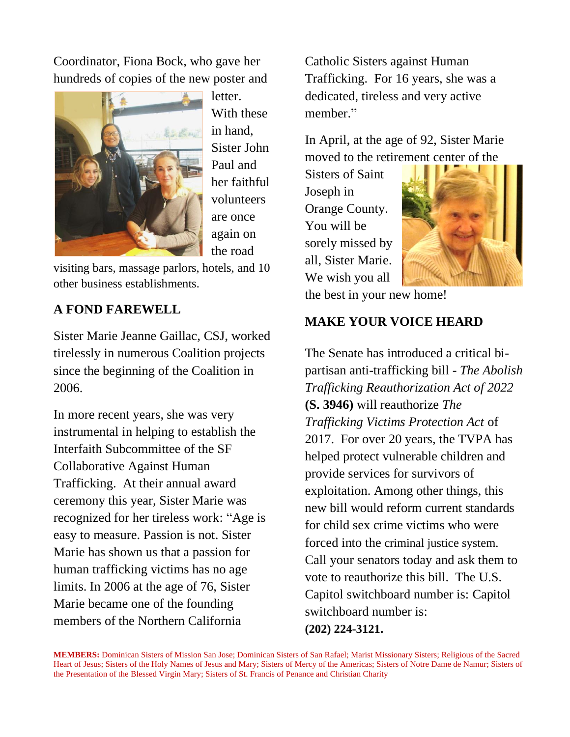Coordinator, Fiona Bock, who gave her hundreds of copies of the new poster and letter. With these in hand, Sister John Paul and her faithful volunteers are once again on the road visiting bars, massage parlors, hotels, and 10 other business establishments.

## A FOND FAREWELL

Sister Marie Jeanne Gaillac, CSJ, worked tirelessly in numerous Coalition projects since the beginning of the Coalition in 2006.

In more recent years, she was very instrumental in helping to establish the Interfaith Subcommittee of the SF Collaborative Against Human Trafficking. At their annual award ceremony this year, Sister Marie was recognized for her tireless work: "Age is easy to measure. Passion is not. Sister Marie has shown us that a passion for human trafficking victims has no age limits. In 2006 at the age of 76, Sister Marie became one of the founding members of the Northern California Catholic Sisters against Human Trafficking. For 16 years, she was a dedicated, tireless and very active member."

In April, at the age of 92, Sister Marie moved to the retirement center of the Sisters of Saint Joseph in Orange County. You will be sorely missed by all, Sister Marie. We wish you all the best in your new home!

## MAKE YOUR VOICE HEARD

The Senate has introduced a critical bi-partisan anti-trafficking bill - *The Abolish Trafficking Reauthorization Act of 2022* **(S. 3946)** will reauthorize *The Trafficking Victims Protection Act* of 2017. For over 20 years, the TVPA has helped protect vulnerable children and provide services for survivors of exploitation. Among other things, this new bill would reform current standards for child sex crime victims who were forced into the criminal justice system. Call your senators today and ask them to vote to reauthorize this bill. The U.S. Capitol switchboard number is: Capitol switchboard number is: **(202) 224-3121.**

**MEMBERS:** Dominican Sisters of Mission San Jose; Dominican Sisters of San Rafael; Marist Missionary Sisters; Religious of the Sacred Heart of Jesus; Sisters of the Holy Names of Jesus and Mary; Sisters of Mercy of the Americas; Sisters of Notre Dame de Namur; Sisters of the Presentation of the Blessed Virgin Mary; Sisters of St. Francis of Penance and Christian Charity